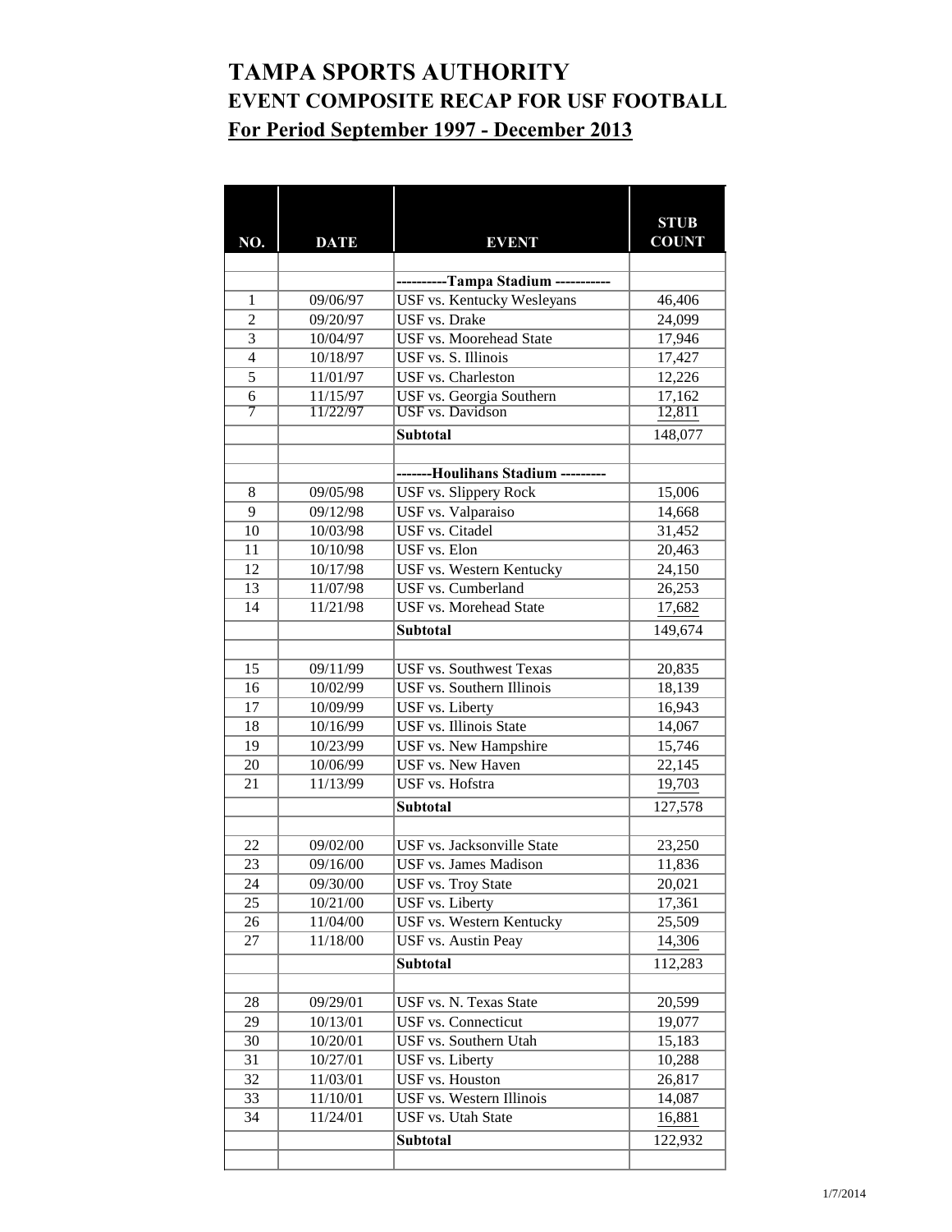# TAMPA SPORTS AUTHORITY
## EVENT COMPOSITE RECAP FOR USF FOOTBALL
**For Period September 1997 - December 2013**

| NO. | DATE | EVENT | STUB COUNT |
|---|---|---|---|
| | | | |
| | | ----------Tampa Stadium ----------- | |
| 1 | 09/06/97 | USF vs. Kentucky Wesleyans | 46,406 |
| 2 | 09/20/97 | USF vs. Drake | 24,099 |
| 3 | 10/04/97 | USF vs. Moorehead State | 17,946 |
| 4 | 10/18/97 | USF vs. S. Illinois | 17,427 |
| 5 | 11/01/97 | USF vs. Charleston | 12,226 |
| 6 | 11/15/97 | USF vs. Georgia Southern | 17,162 |
| 7 | 11/22/97 | USF vs. Davidson | 12,811 |
| | | **Subtotal** | 148,077 |
| | | | |
| | | -------Houlihans Stadium --------- | |
| 8 | 09/05/98 | USF vs. Slippery Rock | 15,006 |
| 9 | 09/12/98 | USF vs. Valparaiso | 14,668 |
| 10 | 10/03/98 | USF vs. Citadel | 31,452 |
| 11 | 10/10/98 | USF vs. Elon | 20,463 |
| 12 | 10/17/98 | USF vs. Western Kentucky | 24,150 |
| 13 | 11/07/98 | USF vs. Cumberland | 26,253 |
| 14 | 11/21/98 | USF vs. Morehead State | 17,682 |
| | | **Subtotal** | 149,674 |
| | | | |
| 15 | 09/11/99 | USF vs. Southwest Texas | 20,835 |
| 16 | 10/02/99 | USF vs. Southern Illinois | 18,139 |
| 17 | 10/09/99 | USF vs. Liberty | 16,943 |
| 18 | 10/16/99 | USF vs. Illinois State | 14,067 |
| 19 | 10/23/99 | USF vs. New Hampshire | 15,746 |
| 20 | 10/06/99 | USF vs. New Haven | 22,145 |
| 21 | 11/13/99 | USF vs. Hofstra | 19,703 |
| | | **Subtotal** | 127,578 |
| | | | |
| 22 | 09/02/00 | USF vs. Jacksonville State | 23,250 |
| 23 | 09/16/00 | USF vs. James Madison | 11,836 |
| 24 | 09/30/00 | USF vs. Troy State | 20,021 |
| 25 | 10/21/00 | USF vs. Liberty | 17,361 |
| 26 | 11/04/00 | USF vs. Western Kentucky | 25,509 |
| 27 | 11/18/00 | USF vs. Austin Peay | 14,306 |
| | | **Subtotal** | 112,283 |
| | | | |
| 28 | 09/29/01 | USF vs. N. Texas State | 20,599 |
| 29 | 10/13/01 | USF vs. Connecticut | 19,077 |
| 30 | 10/20/01 | USF vs. Southern Utah | 15,183 |
| 31 | 10/27/01 | USF vs. Liberty | 10,288 |
| 32 | 11/03/01 | USF vs. Houston | 26,817 |
| 33 | 11/10/01 | USF vs. Western Illinois | 14,087 |
| 34 | 11/24/01 | USF vs. Utah State | 16,881 |
| | | **Subtotal** | 122,932 |
| | | | |

1/7/2014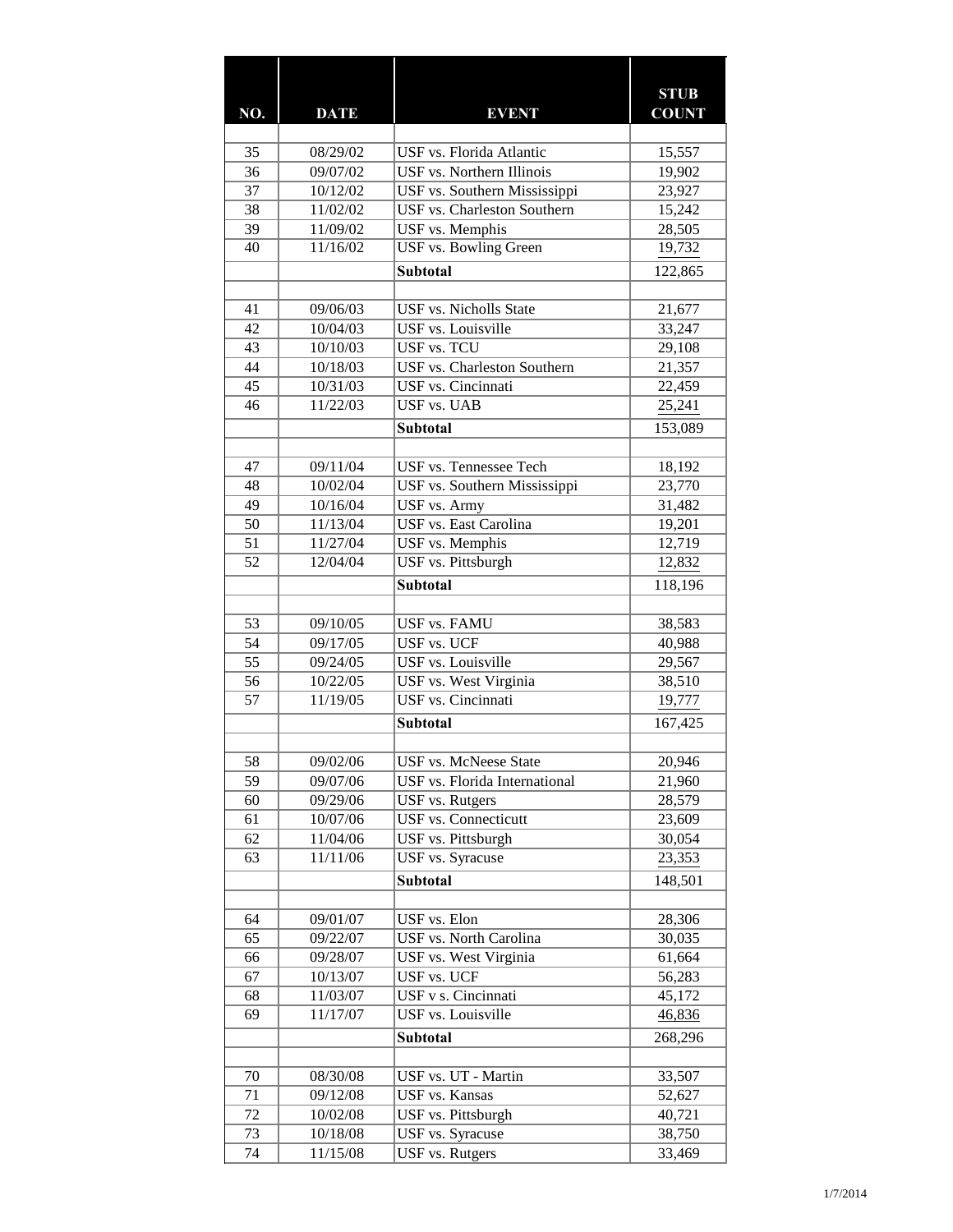| NO. | DATE | EVENT | STUB COUNT |
|---|---|---|---|
| | | | |
| 35 | 08/29/02 | USF vs. Florida Atlantic | 15,557 |
| 36 | 09/07/02 | USF vs. Northern Illinois | 19,902 |
| 37 | 10/12/02 | USF vs. Southern Mississippi | 23,927 |
| 38 | 11/02/02 | USF vs. Charleston Southern | 15,242 |
| 39 | 11/09/02 | USF vs. Memphis | 28,505 |
| 40 | 11/16/02 | USF vs. Bowling Green | 19,732 |
| | | **Subtotal** | 122,865 |
| | | | |
| 41 | 09/06/03 | USF vs. Nicholls State | 21,677 |
| 42 | 10/04/03 | USF vs. Louisville | 33,247 |
| 43 | 10/10/03 | USF vs. TCU | 29,108 |
| 44 | 10/18/03 | USF vs. Charleston Southern | 21,357 |
| 45 | 10/31/03 | USF vs. Cincinnati | 22,459 |
| 46 | 11/22/03 | USF vs. UAB | 25,241 |
| | | **Subtotal** | 153,089 |
| | | | |
| 47 | 09/11/04 | USF vs. Tennessee Tech | 18,192 |
| 48 | 10/02/04 | USF vs. Southern Mississippi | 23,770 |
| 49 | 10/16/04 | USF vs. Army | 31,482 |
| 50 | 11/13/04 | USF vs. East Carolina | 19,201 |
| 51 | 11/27/04 | USF vs. Memphis | 12,719 |
| 52 | 12/04/04 | USF vs. Pittsburgh | 12,832 |
| | | **Subtotal** | 118,196 |
| | | | |
| 53 | 09/10/05 | USF vs. FAMU | 38,583 |
| 54 | 09/17/05 | USF vs. UCF | 40,988 |
| 55 | 09/24/05 | USF vs. Louisville | 29,567 |
| 56 | 10/22/05 | USF vs. West Virginia | 38,510 |
| 57 | 11/19/05 | USF vs. Cincinnati | 19,777 |
| | | **Subtotal** | 167,425 |
| | | | |
| 58 | 09/02/06 | USF vs. McNeese State | 20,946 |
| 59 | 09/07/06 | USF vs. Florida International | 21,960 |
| 60 | 09/29/06 | USF vs. Rutgers | 28,579 |
| 61 | 10/07/06 | USF vs. Connecticutt | 23,609 |
| 62 | 11/04/06 | USF vs. Pittsburgh | 30,054 |
| 63 | 11/11/06 | USF vs. Syracuse | 23,353 |
| | | **Subtotal** | 148,501 |
| | | | |
| 64 | 09/01/07 | USF vs. Elon | 28,306 |
| 65 | 09/22/07 | USF vs. North Carolina | 30,035 |
| 66 | 09/28/07 | USF vs. West Virginia | 61,664 |
| 67 | 10/13/07 | USF vs. UCF | 56,283 |
| 68 | 11/03/07 | USF v s. Cincinnati | 45,172 |
| 69 | 11/17/07 | USF vs. Louisville | 46,836 |
| | | **Subtotal** | 268,296 |
| | | | |
| 70 | 08/30/08 | USF vs. UT - Martin | 33,507 |
| 71 | 09/12/08 | USF vs. Kansas | 52,627 |
| 72 | 10/02/08 | USF vs. Pittsburgh | 40,721 |
| 73 | 10/18/08 | USF vs. Syracuse | 38,750 |
| 74 | 11/15/08 | USF vs. Rutgers | 33,469 |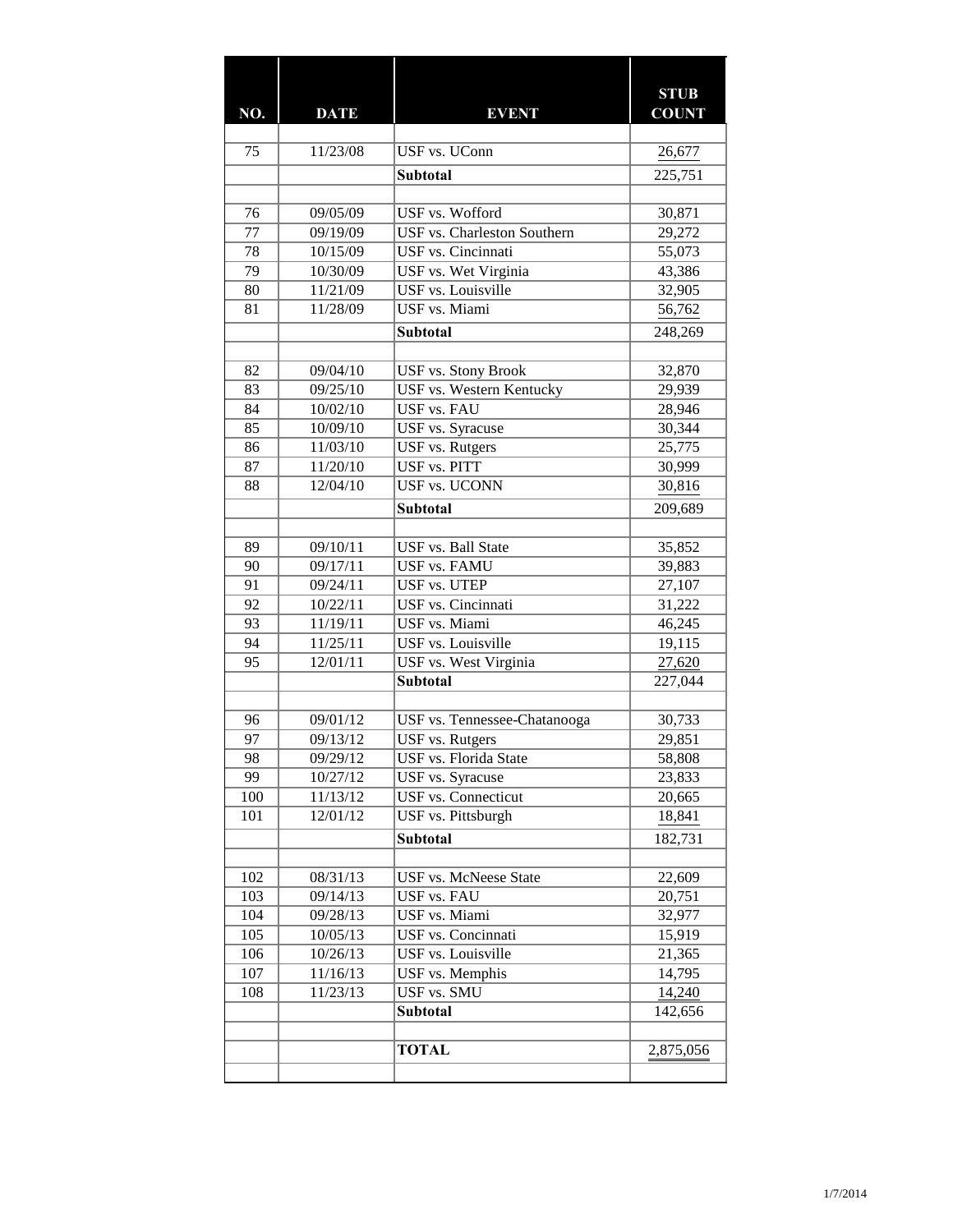| NO. | DATE | EVENT | STUB COUNT |
|---|---|---|---|
| | | | |
| 75 | 11/23/08 | USF vs. UConn | 26,677 |
| | | **Subtotal** | 225,751 |
| | | | |
| 76 | 09/05/09 | USF vs. Wofford | 30,871 |
| 77 | 09/19/09 | USF vs. Charleston Southern | 29,272 |
| 78 | 10/15/09 | USF vs. Cincinnati | 55,073 |
| 79 | 10/30/09 | USF vs. Wet Virginia | 43,386 |
| 80 | 11/21/09 | USF vs. Louisville | 32,905 |
| 81 | 11/28/09 | USF vs. Miami | 56,762 |
| | | **Subtotal** | 248,269 |
| | | | |
| 82 | 09/04/10 | USF vs. Stony Brook | 32,870 |
| 83 | 09/25/10 | USF vs. Western Kentucky | 29,939 |
| 84 | 10/02/10 | USF vs. FAU | 28,946 |
| 85 | 10/09/10 | USF vs. Syracuse | 30,344 |
| 86 | 11/03/10 | USF vs. Rutgers | 25,775 |
| 87 | 11/20/10 | USF vs. PITT | 30,999 |
| 88 | 12/04/10 | USF vs. UCONN | 30,816 |
| | | **Subtotal** | 209,689 |
| | | | |
| 89 | 09/10/11 | USF vs. Ball State | 35,852 |
| 90 | 09/17/11 | USF vs. FAMU | 39,883 |
| 91 | 09/24/11 | USF vs. UTEP | 27,107 |
| 92 | 10/22/11 | USF vs. Cincinnati | 31,222 |
| 93 | 11/19/11 | USF vs. Miami | 46,245 |
| 94 | 11/25/11 | USF vs. Louisville | 19,115 |
| 95 | 12/01/11 | USF vs. West Virginia | 27,620 |
| | | **Subtotal** | 227,044 |
| | | | |
| 96 | 09/01/12 | USF vs. Tennessee-Chatanooga | 30,733 |
| 97 | 09/13/12 | USF vs. Rutgers | 29,851 |
| 98 | 09/29/12 | USF vs. Florida State | 58,808 |
| 99 | 10/27/12 | USF vs. Syracuse | 23,833 |
| 100 | 11/13/12 | USF vs. Connecticut | 20,665 |
| 101 | 12/01/12 | USF vs. Pittsburgh | 18,841 |
| | | **Subtotal** | 182,731 |
| | | | |
| 102 | 08/31/13 | USF vs. McNeese State | 22,609 |
| 103 | 09/14/13 | USF vs. FAU | 20,751 |
| 104 | 09/28/13 | USF vs. Miami | 32,977 |
| 105 | 10/05/13 | USF vs. Concinnati | 15,919 |
| 106 | 10/26/13 | USF vs. Louisville | 21,365 |
| 107 | 11/16/13 | USF vs. Memphis | 14,795 |
| 108 | 11/23/13 | USF vs. SMU | 14,240 |
| | | **Subtotal** | 142,656 |
| | | | |
| | | **TOTAL** | 2,875,056 |
| | | | |

1/7/2014